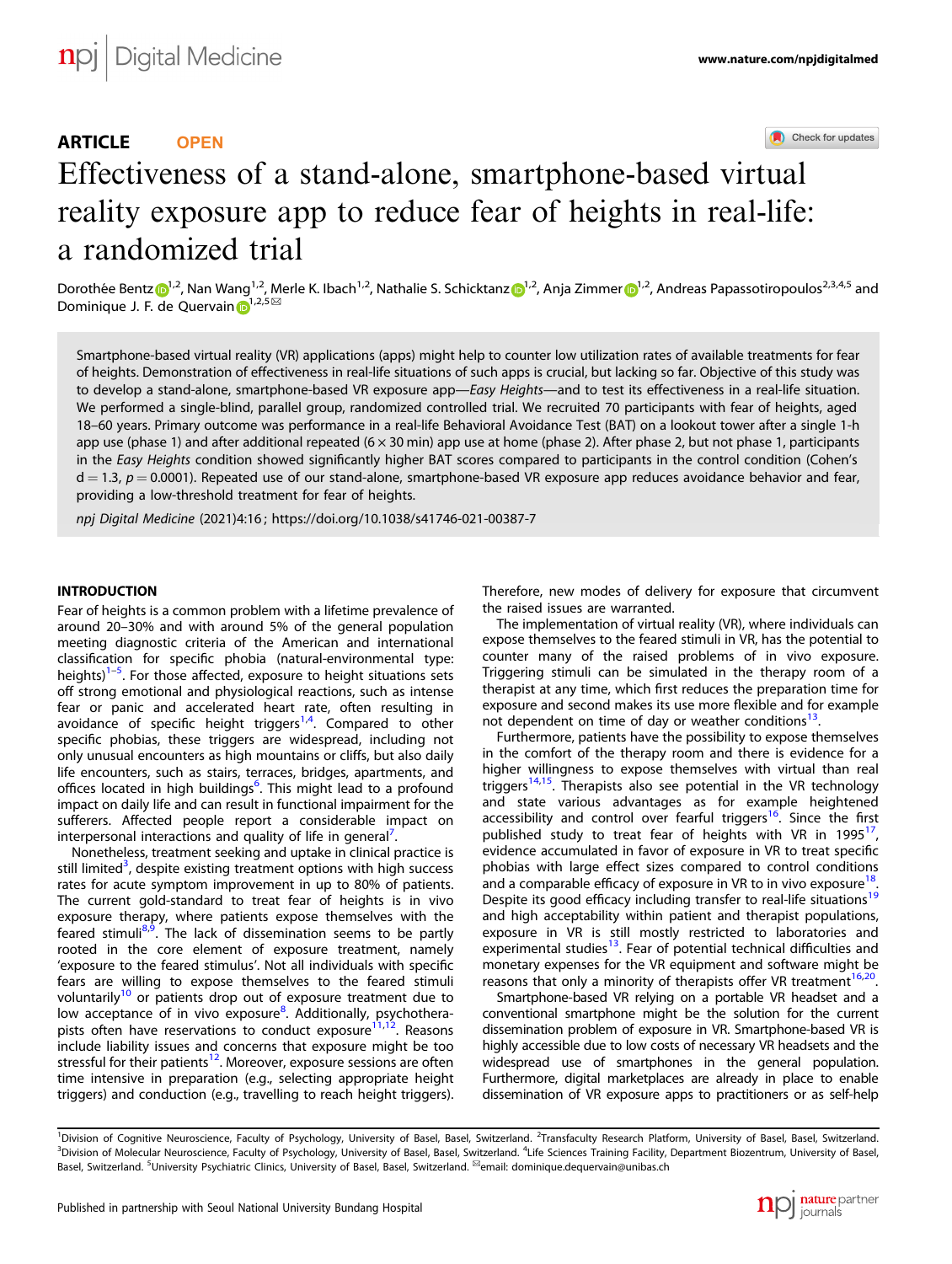ARTICLE OPEN

# Effectiveness of a stand-alone, smartphone-based virtual reality exposure app to reduce fear of heights in real-life: a randomized trial

Dorothée Bentz[1,2], Nan Wang[1,2], Merle K. Ibach[1,2], Nathalie S. Schicktanz[1,2], Anja Zimmer[1,2], Andreas Papassotiropoulos[2,3,4,5] and Dominique J. F. de Quervain[1,2,5]✉

Smartphone-based virtual reality (VR) applications (apps) might help to counter low utilization rates of available treatments for fear of heights. Demonstration of effectiveness in real-life situations of such apps is crucial, but lacking so far. Objective of this study was to develop a stand-alone, smartphone-based VR exposure app—*Easy Heights*—and to test its effectiveness in a real-life situation. We performed a single-blind, parallel group, randomized controlled trial. We recruited 70 participants with fear of heights, aged 18–60 years. Primary outcome was performance in a real-life Behavioral Avoidance Test (BAT) on a lookout tower after a single 1-h app use (phase 1) and after additional repeated (6 × 30 min) app use at home (phase 2). After phase 2, but not phase 1, participants in the *Easy Heights* condition showed significantly higher BAT scores compared to participants in the control condition (Cohen's d = 1.3, $p = 0.0001$). Repeated use of our stand-alone, smartphone-based VR exposure app reduces avoidance behavior and fear, providing a low-threshold treatment for fear of heights.

*npj Digital Medicine* (2021)4:16 ; https://doi.org/10.1038/s41746-021-00387-7

## INTRODUCTION

Fear of heights is a common problem with a lifetime prevalence of around 20–30% and with around 5% of the general population meeting diagnostic criteria of the American and international classification for specific phobia (natural-environmental type: heights)[1–5]. For those affected, exposure to height situations sets off strong emotional and physiological reactions, such as intense fear or panic and accelerated heart rate, often resulting in avoidance of specific height triggers[1,4]. Compared to other specific phobias, these triggers are widespread, including not only unusual encounters as high mountains or cliffs, but also daily life encounters, such as stairs, terraces, bridges, apartments, and offices located in high buildings[6]. This might lead to a profound impact on daily life and can result in functional impairment for the sufferers. Affected people report a considerable impact on interpersonal interactions and quality of life in general[7].

Nonetheless, treatment seeking and uptake in clinical practice is still limited[3], despite existing treatment options with high success rates for acute symptom improvement in up to 80% of patients. The current gold-standard to treat fear of heights is in vivo exposure therapy, where patients expose themselves with the feared stimuli[8,9]. The lack of dissemination seems to be partly rooted in the core element of exposure treatment, namely 'exposure to the feared stimulus'. Not all individuals with specific fears are willing to expose themselves to the feared stimuli voluntarily[10] or patients drop out of exposure treatment due to low acceptance of in vivo exposure[8]. Additionally, psychotherapists often have reservations to conduct exposure[11,12]. Reasons include liability issues and concerns that exposure might be too stressful for their patients[12]. Moreover, exposure sessions are often time intensive in preparation (e.g., selecting appropriate height triggers) and conduction (e.g., travelling to reach height triggers). Therefore, new modes of delivery for exposure that circumvent the raised issues are warranted.

The implementation of virtual reality (VR), where individuals can expose themselves to the feared stimuli in VR, has the potential to counter many of the raised problems of in vivo exposure. Triggering stimuli can be simulated in the therapy room of a therapist at any time, which first reduces the preparation time for exposure and second makes its use more flexible and for example not dependent on time of day or weather conditions[13].

Furthermore, patients have the possibility to expose themselves in the comfort of the therapy room and there is evidence for a higher willingness to expose themselves with virtual than real triggers[14,15]. Therapists also see potential in the VR technology and state various advantages as for example heightened accessibility and control over fearful triggers[16]. Since the first published study to treat fear of heights with VR in 1995[17], evidence accumulated in favor of exposure in VR to treat specific phobias with large effect sizes compared to control conditions and a comparable efficacy of exposure in VR to in vivo exposure[18]. Despite its good efficacy including transfer to real-life situations[19] and high acceptability within patient and therapist populations, exposure in VR is still mostly restricted to laboratories and experimental studies[13]. Fear of potential technical difficulties and monetary expenses for the VR equipment and software might be reasons that only a minority of therapists offer VR treatment[16,20].

Smartphone-based VR relying on a portable VR headset and a conventional smartphone might be the solution for the current dissemination problem of exposure in VR. Smartphone-based VR is highly accessible due to low costs of necessary VR headsets and the widespread use of smartphones in the general population. Furthermore, digital marketplaces are already in place to enable dissemination of VR exposure apps to practitioners or as self-help

[1]Division of Cognitive Neuroscience, Faculty of Psychology, University of Basel, Basel, Switzerland. [2]Transfaculty Research Platform, University of Basel, Basel, Switzerland. [3]Division of Molecular Neuroscience, Faculty of Psychology, University of Basel, Basel, Switzerland. [4]Life Sciences Training Facility, Department Biozentrum, University of Basel, Basel, Switzerland. [5]University Psychiatric Clinics, University of Basel, Basel, Switzerland. ✉email: dominique.dequervain@unibas.ch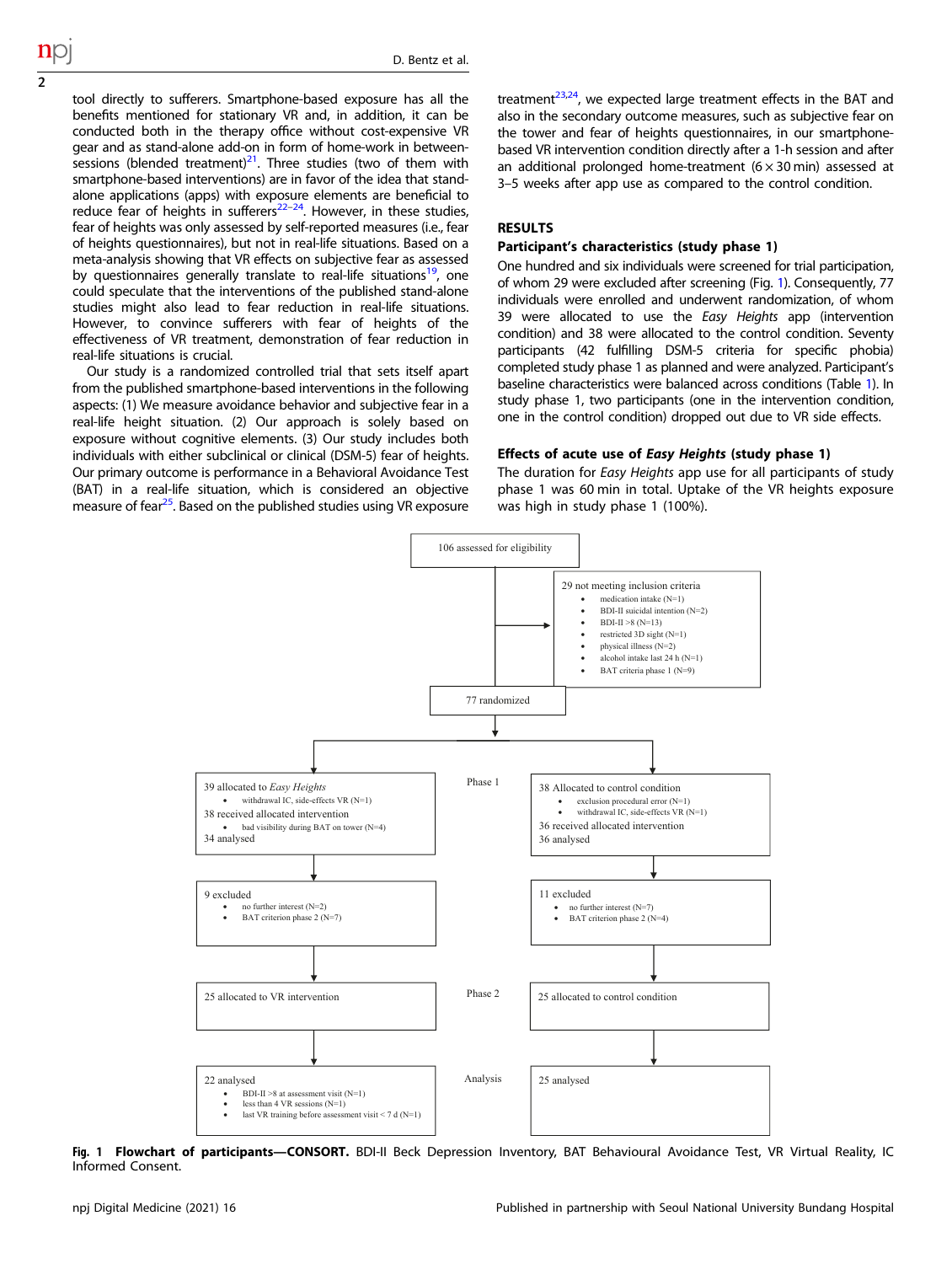tool directly to sufferers. Smartphone-based exposure has all the benefits mentioned for stationary VR and, in addition, it can be conducted both in the therapy office without cost-expensive VR gear and as stand-alone add-on in form of home-work in between-sessions (blended treatment)[21]. Three studies (two of them with smartphone-based interventions) are in favor of the idea that stand-alone applications (apps) with exposure elements are beneficial to reduce fear of heights in sufferers[22–24]. However, in these studies, fear of heights was only assessed by self-reported measures (i.e., fear of heights questionnaires), but not in real-life situations. Based on a meta-analysis showing that VR effects on subjective fear as assessed by questionnaires generally translate to real-life situations[19], one could speculate that the interventions of the published stand-alone studies might also lead to fear reduction in real-life situations. However, to convince sufferers with fear of heights of the effectiveness of VR treatment, demonstration of fear reduction in real-life situations is crucial.

Our study is a randomized controlled trial that sets itself apart from the published smartphone-based interventions in the following aspects: (1) We measure avoidance behavior and subjective fear in a real-life height situation. (2) Our approach is solely based on exposure without cognitive elements. (3) Our study includes both individuals with either subclinical or clinical (DSM-5) fear of heights. Our primary outcome is performance in a Behavioral Avoidance Test (BAT) in a real-life situation, which is considered an objective measure of fear[25]. Based on the published studies using VR exposure treatment[23,24], we expected large treatment effects in the BAT and also in the secondary outcome measures, such as subjective fear on the tower and fear of heights questionnaires, in our smartphone-based VR intervention condition directly after a 1-h session and after an additional prolonged home-treatment ($6 \times 30$ min) assessed at 3–5 weeks after app use as compared to the control condition.

## RESULTS

### Participant's characteristics (study phase 1)

One hundred and six individuals were screened for trial participation, of whom 29 were excluded after screening (Fig. 1). Consequently, 77 individuals were enrolled and underwent randomization, of whom 39 were allocated to use the *Easy Heights* app (intervention condition) and 38 were allocated to the control condition. Seventy participants (42 fulfilling DSM-5 criteria for specific phobia) completed study phase 1 as planned and were analyzed. Participant's baseline characteristics were balanced across conditions (Table 1). In study phase 1, two participants (one in the intervention condition, one in the control condition) dropped out due to VR side effects.

### Effects of acute use of *Easy Heights* (study phase 1)

The duration for *Easy Heights* app use for all participants of study phase 1 was 60 min in total. Uptake of the VR heights exposure was high in study phase 1 (100%).

106 assessed for eligibility

29 not meeting inclusion criteria
- medication intake (N=1)
- BDI-II suicidal intention (N=2)
- BDI-II >8 (N=13)
- restricted 3D sight (N=1)
- physical illness (N=2)
- alcohol intake last 24 h (N=1)
- BAT criteria phase 1 (N=9)

77 randomized

Phase 1

39 allocated to *Easy Heights*
- withdrawal IC, side-effects VR (N=1)

38 received allocated intervention
- bad visibility during BAT on tower (N=4)

34 analysed

38 Allocated to control condition
- exclusion procedural error (N=1)
- withdrawal IC, side-effects VR (N=1)

36 received allocated intervention

36 analysed

9 excluded
- no further interest (N=2)
- BAT criterion phase 2 (N=7)

11 excluded
- no further interest (N=7)
- BAT criterion phase 2 (N=4)

Phase 2

25 allocated to VR intervention

25 allocated to control condition

Analysis

22 analysed
- BDI-II >8 at assessment visit (N=1)
- less than 4 VR sessions (N=1)
- last VR training before assessment visit < 7 d (N=1)

25 analysed

**Fig. 1 Flowchart of participants—CONSORT.** BDI-II Beck Depression Inventory, BAT Behavioural Avoidance Test, VR Virtual Reality, IC Informed Consent.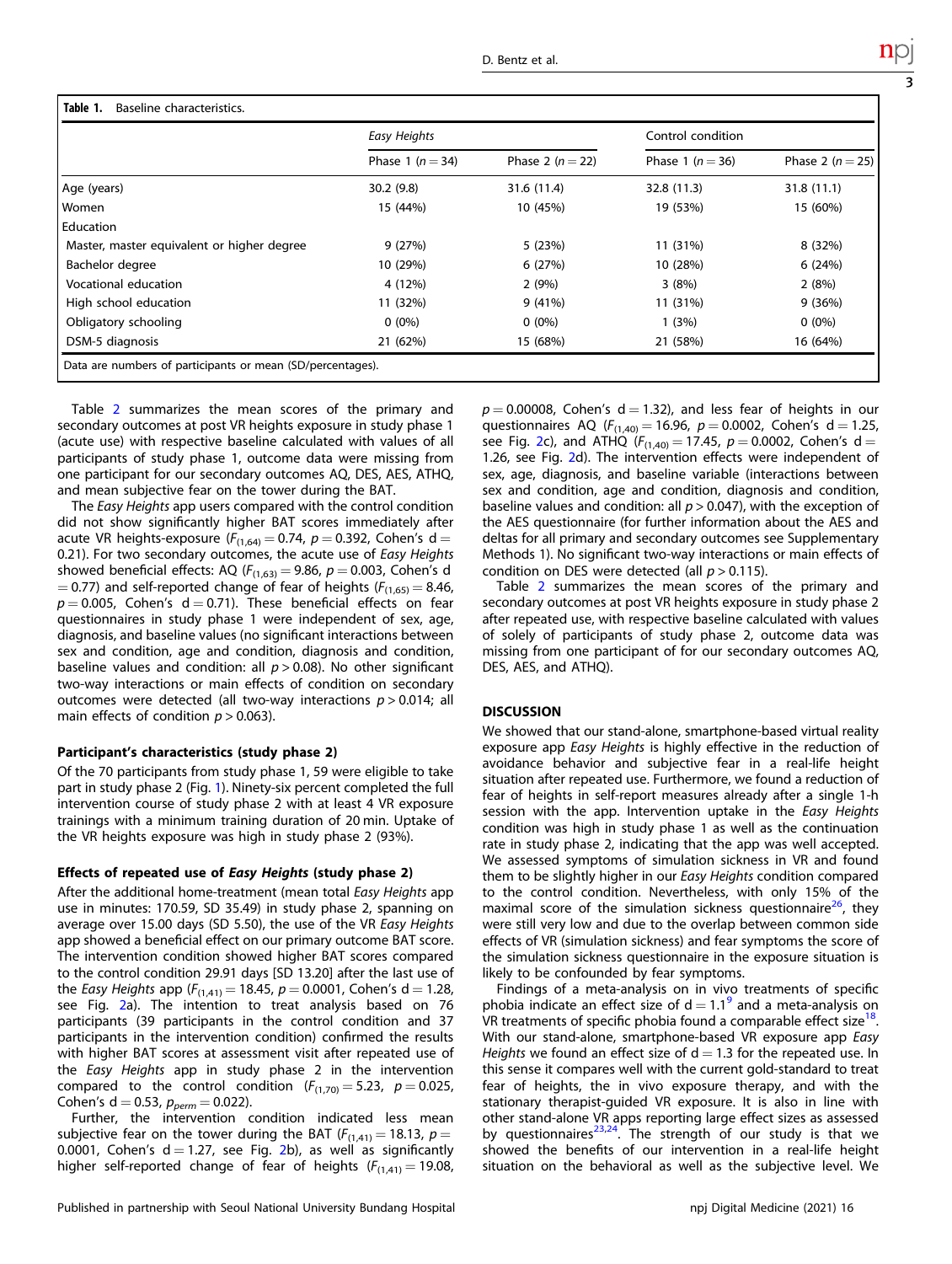**Table 1.** Baseline characteristics.

| | *Easy Heights* | | Control condition | |
|---|---|---|---|---|
| | Phase 1 ($n = 34$) | Phase 2 ($n = 22$) | Phase 1 ($n = 36$) | Phase 2 ($n = 25$) |
| Age (years) | 30.2 (9.8) | 31.6 (11.4) | 32.8 (11.3) | 31.8 (11.1) |
| Women | 15 (44%) | 10 (45%) | 19 (53%) | 15 (60%) |
| Education | | | | |
| Master, master equivalent or higher degree | 9 (27%) | 5 (23%) | 11 (31%) | 8 (32%) |
| Bachelor degree | 10 (29%) | 6 (27%) | 10 (28%) | 6 (24%) |
| Vocational education | 4 (12%) | 2 (9%) | 3 (8%) | 2 (8%) |
| High school education | 11 (32%) | 9 (41%) | 11 (31%) | 9 (36%) |
| Obligatory schooling | 0 (0%) | 0 (0%) | 1 (3%) | 0 (0%) |
| DSM-5 diagnosis | 21 (62%) | 15 (68%) | 21 (58%) | 16 (64%) |

Data are numbers of participants or mean (SD/percentages).

Table 2 summarizes the mean scores of the primary and secondary outcomes at post VR heights exposure in study phase 1 (acute use) with respective baseline calculated with values of all participants of study phase 1, outcome data were missing from one participant for our secondary outcomes AQ, DES, AES, ATHQ, and mean subjective fear on the tower during the BAT.

The *Easy Heights* app users compared with the control condition did not show significantly higher BAT scores immediately after acute VR heights-exposure ($F_{(1,64)} = 0.74$, $p = 0.392$, Cohen's $d = 0.21$). For two secondary outcomes, the acute use of *Easy Heights* showed beneficial effects: AQ ($F_{(1,63)} = 9.86$, $p = 0.003$, Cohen's $d = 0.77$) and self-reported change of fear of heights ($F_{(1,65)} = 8.46$, $p = 0.005$, Cohen's $d = 0.71$). These beneficial effects on fear questionnaires in study phase 1 were independent of sex, age, diagnosis, and baseline values (no significant interactions between sex and condition, age and condition, diagnosis and condition, baseline values and condition: all $p > 0.08$). No other significant two-way interactions or main effects of condition on secondary outcomes were detected (all two-way interactions $p > 0.014$; all main effects of condition $p > 0.063$).

#### Participant's characteristics (study phase 2)

Of the 70 participants from study phase 1, 59 were eligible to take part in study phase 2 (Fig. 1). Ninety-six percent completed the full intervention course of study phase 2 with at least 4 VR exposure trainings with a minimum training duration of 20 min. Uptake of the VR heights exposure was high in study phase 2 (93%).

#### Effects of repeated use of *Easy Heights* (study phase 2)

After the additional home-treatment (mean total *Easy Heights* app use in minutes: 170.59, SD 35.49) in study phase 2, spanning on average over 15.00 days (SD 5.50), the use of the VR *Easy Heights* app showed a beneficial effect on our primary outcome BAT score. The intervention condition showed higher BAT scores compared to the control condition 29.91 days [SD 13.20] after the last use of the *Easy Heights* app ($F_{(1,41)} = 18.45$, $p = 0.0001$, Cohen's $d = 1.28$, see Fig. 2a). The intention to treat analysis based on 76 participants (39 participants in the control condition and 37 participants in the intervention condition) confirmed the results with higher BAT scores at assessment visit after repeated use of the *Easy Heights* app in study phase 2 in the intervention compared to the control condition ($F_{(1,70)} = 5.23$, $p = 0.025$, Cohen's $d = 0.53$, $p_{perm} = 0.022$).

Further, the intervention condition indicated less mean subjective fear on the tower during the BAT ($F_{(1,41)} = 18.13$, $p = 0.0001$, Cohen's $d = 1.27$, see Fig. 2b), as well as significantly higher self-reported change of fear of heights ($F_{(1,41)} = 19.08$, $p = 0.00008$, Cohen's $d = 1.32$), and less fear of heights in our questionnaires AQ ($F_{(1,40)} = 16.96$, $p = 0.0002$, Cohen's $d = 1.25$, see Fig. 2c), and ATHQ ($F_{(1,40)} = 17.45$, $p = 0.0002$, Cohen's $d = 1.26$, see Fig. 2d). The intervention effects were independent of sex, age, diagnosis, and baseline variable (interactions between sex and condition, age and condition, diagnosis and condition, baseline values and condition: all $p > 0.047$), with the exception of the AES questionnaire (for further information about the AES and deltas for all primary and secondary outcomes see Supplementary Methods 1). No significant two-way interactions or main effects of condition on DES were detected (all $p > 0.115$).

Table 2 summarizes the mean scores of the primary and secondary outcomes at post VR heights exposure in study phase 2 after repeated use, with respective baseline calculated with values of solely of participants of study phase 2, outcome data was missing from one participant of for our secondary outcomes AQ, DES, AES, and ATHQ).

## DISCUSSION

We showed that our stand-alone, smartphone-based virtual reality exposure app *Easy Heights* is highly effective in the reduction of avoidance behavior and subjective fear in a real-life height situation after repeated use. Furthermore, we found a reduction of fear of heights in self-report measures already after a single 1-h session with the app. Intervention uptake in the *Easy Heights* condition was high in study phase 1 as well as the continuation rate in study phase 2, indicating that the app was well accepted. We assessed symptoms of simulation sickness in VR and found them to be slightly higher in our *Easy Heights* condition compared to the control condition. Nevertheless, with only 15% of the maximal score of the simulation sickness questionnaire[26], they were still very low and due to the overlap between common side effects of VR (simulation sickness) and fear symptoms the score of the simulation sickness questionnaire in the exposure situation is likely to be confounded by fear symptoms.

Findings of a meta-analysis on in vivo treatments of specific phobia indicate an effect size of $d = 1.1$[9] and a meta-analysis on VR treatments of specific phobia found a comparable effect size[18]. With our stand-alone, smartphone-based VR exposure app *Easy Heights* we found an effect size of $d = 1.3$ for the repeated use. In this sense it compares well with the current gold-standard to treat fear of heights, the in vivo exposure therapy, and with the stationary therapist-guided VR exposure. It is also in line with other stand-alone VR apps reporting large effect sizes as assessed by questionnaires[23,24]. The strength of our study is that we showed the benefits of our intervention in a real-life height situation on the behavioral as well as the subjective level. We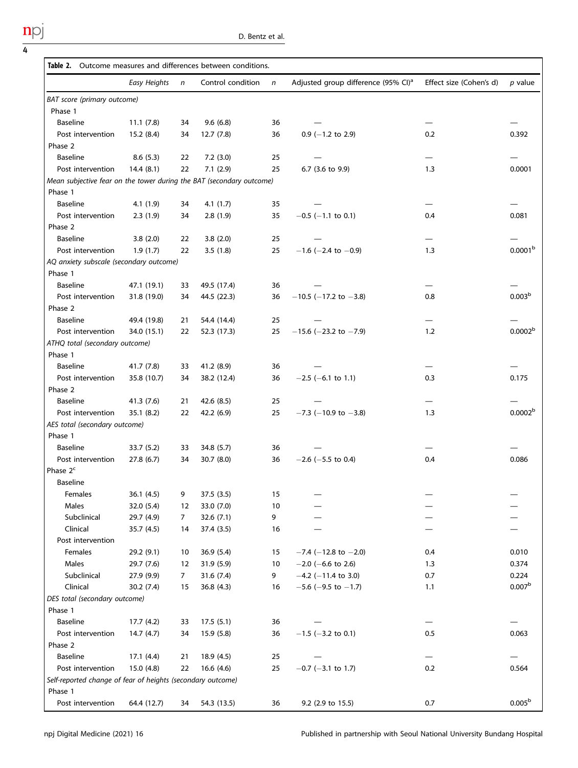**Table 2.** Outcome measures and differences between conditions.

| | *Easy Heights* | *n* | Control condition | *n* | Adjusted group difference (95% CI)[a] | Effect size (Cohen's d) | *p* value |
|---|---|---|---|---|---|---|---|
| *BAT score (primary outcome)* | | | | | | | |
| Phase 1 | | | | | | | |
| Baseline | 11.1 (7.8) | 34 | 9.6 (6.8) | 36 | — | — | — |
| Post intervention | 15.2 (8.4) | 34 | 12.7 (7.8) | 36 | 0.9 (−1.2 to 2.9) | 0.2 | 0.392 |
| Phase 2 | | | | | | | |
| Baseline | 8.6 (5.3) | 22 | 7.2 (3.0) | 25 | — | — | — |
| Post intervention | 14.4 (8.1) | 22 | 7.1 (2.9) | 25 | 6.7 (3.6 to 9.9) | 1.3 | 0.0001 |
| *Mean subjective fear on the tower during the BAT (secondary outcome)* | | | | | | | |
| Phase 1 | | | | | | | |
| Baseline | 4.1 (1.9) | 34 | 4.1 (1.7) | 35 | — | — | — |
| Post intervention | 2.3 (1.9) | 34 | 2.8 (1.9) | 35 | −0.5 (−1.1 to 0.1) | 0.4 | 0.081 |
| Phase 2 | | | | | | | |
| Baseline | 3.8 (2.0) | 22 | 3.8 (2.0) | 25 | — | — | — |
| Post intervention | 1.9 (1.7) | 22 | 3.5 (1.8) | 25 | −1.6 (−2.4 to −0.9) | 1.3 | 0.0001[b] |
| *AQ anxiety subscale (secondary outcome)* | | | | | | | |
| Phase 1 | | | | | | | |
| Baseline | 47.1 (19.1) | 33 | 49.5 (17.4) | 36 | — | — | — |
| Post intervention | 31.8 (19.0) | 34 | 44.5 (22.3) | 36 | −10.5 (−17.2 to −3.8) | 0.8 | 0.003[b] |
| Phase 2 | | | | | | | |
| Baseline | 49.4 (19.8) | 21 | 54.4 (14.4) | 25 | — | — | — |
| Post intervention | 34.0 (15.1) | 22 | 52.3 (17.3) | 25 | −15.6 (−23.2 to −7.9) | 1.2 | 0.0002[b] |
| *ATHQ total (secondary outcome)* | | | | | | | |
| Phase 1 | | | | | | | |
| Baseline | 41.7 (7.8) | 33 | 41.2 (8.9) | 36 | — | — | — |
| Post intervention | 35.8 (10.7) | 34 | 38.2 (12.4) | 36 | −2.5 (−6.1 to 1.1) | 0.3 | 0.175 |
| Phase 2 | | | | | | | |
| Baseline | 41.3 (7.6) | 21 | 42.6 (8.5) | 25 | — | — | — |
| Post intervention | 35.1 (8.2) | 22 | 42.2 (6.9) | 25 | −7.3 (−10.9 to −3.8) | 1.3 | 0.0002[b] |
| *AES total (secondary outcome)* | | | | | | | |
| Phase 1 | | | | | | | |
| Baseline | 33.7 (5.2) | 33 | 34.8 (5.7) | 36 | — | — | — |
| Post intervention | 27.8 (6.7) | 34 | 30.7 (8.0) | 36 | −2.6 (−5.5 to 0.4) | 0.4 | 0.086 |
| Phase 2[c] | | | | | | | |
| Baseline | | | | | | | |
| Females | 36.1 (4.5) | 9 | 37.5 (3.5) | 15 | — | — | — |
| Males | 32.0 (5.4) | 12 | 33.0 (7.0) | 10 | — | — | — |
| Subclinical | 29.7 (4.9) | 7 | 32.6 (7.1) | 9 | — | — | — |
| Clinical | 35.7 (4.5) | 14 | 37.4 (3.5) | 16 | — | — | — |
| Post intervention | | | | | | | |
| Females | 29.2 (9.1) | 10 | 36.9 (5.4) | 15 | −7.4 (−12.8 to −2.0) | 0.4 | 0.010 |
| Males | 29.7 (7.6) | 12 | 31.9 (5.9) | 10 | −2.0 (−6.6 to 2.6) | 1.3 | 0.374 |
| Subclinical | 27.9 (9.9) | 7 | 31.6 (7.4) | 9 | −4.2 (−11.4 to 3.0) | 0.7 | 0.224 |
| Clinical | 30.2 (7.4) | 15 | 36.8 (4.3) | 16 | −5.6 (−9.5 to −1.7) | 1.1 | 0.007[b] |
| *DES total (secondary outcome)* | | | | | | | |
| Phase 1 | | | | | | | |
| Baseline | 17.7 (4.2) | 33 | 17.5 (5.1) | 36 | — | — | — |
| Post intervention | 14.7 (4.7) | 34 | 15.9 (5.8) | 36 | −1.5 (−3.2 to 0.1) | 0.5 | 0.063 |
| Phase 2 | | | | | | | |
| Baseline | 17.1 (4.4) | 21 | 18.9 (4.5) | 25 | — | — | — |
| Post intervention | 15.0 (4.8) | 22 | 16.6 (4.6) | 25 | −0.7 (−3.1 to 1.7) | 0.2 | 0.564 |
| *Self-reported change of fear of heights (secondary outcome)* | | | | | | | |
| Phase 1 | | | | | | | |
| Post intervention | 64.4 (12.7) | 34 | 54.3 (13.5) | 36 | 9.2 (2.9 to 15.5) | 0.7 | 0.005[b] |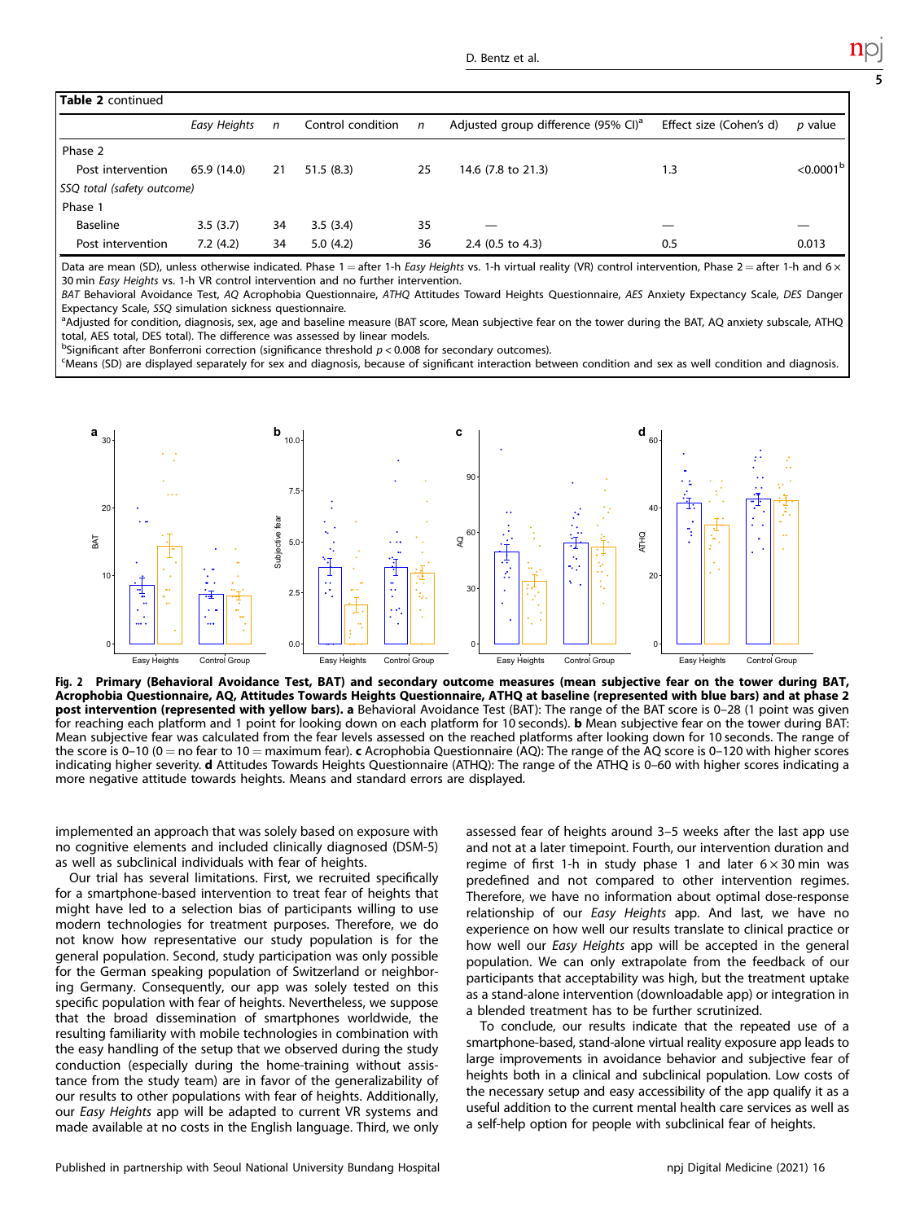**Table 2 continued**

| | *Easy Heights* | n | Control condition | n | Adjusted group difference (95% CI)[a] | Effect size (Cohen's d) | p value |
|---|---|---|---|---|---|---|---|
| Phase 2 | | | | | | | |
| Post intervention | 65.9 (14.0) | 21 | 51.5 (8.3) | 25 | 14.6 (7.8 to 21.3) | 1.3 | <0.0001[b] |
| *SSQ total (safety outcome)* | | | | | | | |
| Phase 1 | | | | | | | |
| Baseline | 3.5 (3.7) | 34 | 3.5 (3.4) | 35 | — | — | — |
| Post intervention | 7.2 (4.2) | 34 | 5.0 (4.2) | 36 | 2.4 (0.5 to 4.3) | 0.5 | 0.013 |

Data are mean (SD), unless otherwise indicated. Phase 1 = after 1-h *Easy Heights* vs. 1-h virtual reality (VR) control intervention, Phase 2 = after 1-h and 6 × 30 min *Easy Heights* vs. 1-h VR control intervention and no further intervention.

BAT Behavioral Avoidance Test, AQ Acrophobia Questionnaire, ATHQ Attitudes Toward Heights Questionnaire, AES Anxiety Expectancy Scale, DES Danger Expectancy Scale, SSQ simulation sickness questionnaire.

[a]Adjusted for condition, diagnosis, sex, age and baseline measure (BAT score, Mean subjective fear on the tower during the BAT, AQ anxiety subscale, ATHQ total, AES total, DES total). The difference was assessed by linear models.

[b]Significant after Bonferroni correction (significance threshold $p < 0.008$ for secondary outcomes).

[c]Means (SD) are displayed separately for sex and diagnosis, because of significant interaction between condition and sex as well condition and diagnosis.

**Fig. 2 Primary (Behavioral Avoidance Test, BAT) and secondary outcome measures (mean subjective fear on the tower during BAT, Acrophobia Questionnaire, AQ, Attitudes Towards Heights Questionnaire, ATHQ at baseline (represented with blue bars) and at phase 2 post intervention (represented with yellow bars). a** Behavioral Avoidance Test (BAT): The range of the BAT score is 0–28 (1 point was given for reaching each platform and 1 point for looking down on each platform for 10 seconds). **b** Mean subjective fear on the tower during BAT: Mean subjective fear was calculated from the fear levels assessed on the reached platforms after looking down for 10 seconds. The range of the score is 0–10 (0 = no fear to 10 = maximum fear). **c** Acrophobia Questionnaire (AQ): The range of the AQ score is 0–120 with higher scores indicating higher severity. **d** Attitudes Towards Heights Questionnaire (ATHQ): The range of the ATHQ is 0–60 with higher scores indicating a more negative attitude towards heights. Means and standard errors are displayed.

implemented an approach that was solely based on exposure with no cognitive elements and included clinically diagnosed (DSM-5) as well as subclinical individuals with fear of heights.

Our trial has several limitations. First, we recruited specifically for a smartphone-based intervention to treat fear of heights that might have led to a selection bias of participants willing to use modern technologies for treatment purposes. Therefore, we do not know how representative our study population is for the general population. Second, study participation was only possible for the German speaking population of Switzerland or neighboring Germany. Consequently, our app was solely tested on this specific population with fear of heights. Nevertheless, we suppose that the broad dissemination of smartphones worldwide, the resulting familiarity with mobile technologies in combination with the easy handling of the setup that we observed during the study conduction (especially during the home-training without assistance from the study team) are in favor of the generalizability of our results to other populations with fear of heights. Additionally, our *Easy Heights* app will be adapted to current VR systems and made available at no costs in the English language. Third, we only assessed fear of heights around 3–5 weeks after the last app use and not at a later timepoint. Fourth, our intervention duration and regime of first 1-h in study phase 1 and later 6 × 30 min was predefined and not compared to other intervention regimes. Therefore, we have no information about optimal dose-response relationship of our *Easy Heights* app. And last, we have no experience on how well our results translate to clinical practice or how well our *Easy Heights* app will be accepted in the general population. We can only extrapolate from the feedback of our participants that acceptability was high, but the treatment uptake as a stand-alone intervention (downloadable app) or integration in a blended treatment has to be further scrutinized.

To conclude, our results indicate that the repeated use of a smartphone-based, stand-alone virtual reality exposure app leads to large improvements in avoidance behavior and subjective fear of heights both in a clinical and subclinical population. Low costs of the necessary setup and easy accessibility of the app qualify it as a useful addition to the current mental health care services as well as a self-help option for people with subclinical fear of heights.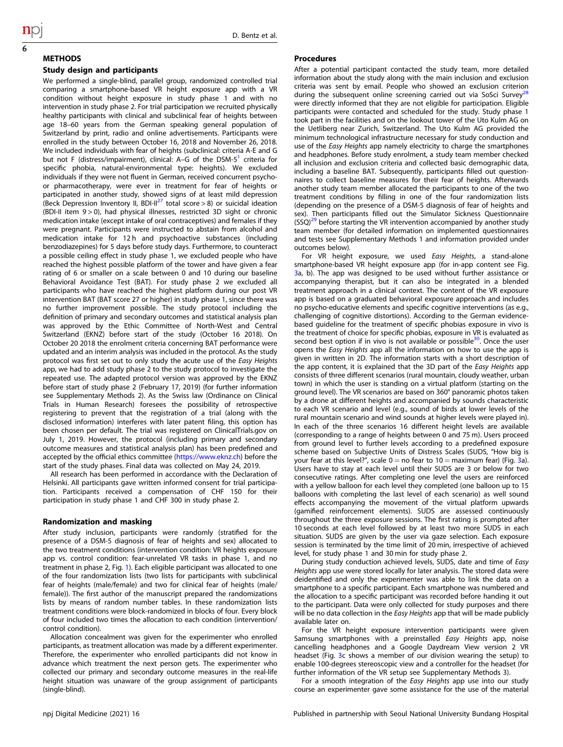# METHODS

## Study design and participants

We performed a single-blind, parallel group, randomized controlled trial comparing a smartphone-based VR height exposure app with a VR condition without height exposure in study phase 1 and with no intervention in study phase 2. For trial participation we recruited physically healthy participants with clinical and subclinical fear of heights between age 18–60 years from the German speaking general population of Switzerland by print, radio and online advertisements. Participants were enrolled in the study between October 16, 2018 and November 26, 2018. We included individuals with fear of heights (subclinical: criteria A-E and G but not F (distress/impairment), clinical: A–G of the DSM-5[1] criteria for specific phobia, natural-environmental type: heights). We excluded individuals if they were not fluent in German, received concurrent psycho- or pharmacotherapy, were ever in treatment for fear of heights or participated in another study, showed signs of at least mild depression (Beck Depression Inventory II, BDI-II[27] total score > 8) or suicidal ideation (BDI-II item 9 > 0), had physical illnesses, restricted 3D sight or chronic medication intake (except intake of oral contraceptives) and females if they were pregnant. Participants were instructed to abstain from alcohol and medication intake for 12 h and psychoactive substances (including benzodiazepines) for 5 days before study days. Furthermore, to counteract a possible ceiling effect in study phase 1, we excluded people who have reached the highest possible platform of the tower and have given a fear rating of 6 or smaller on a scale between 0 and 10 during our baseline Behavioral Avoidance Test (BAT). For study phase 2 we excluded all participants who have reached the highest platform during our post VR intervention BAT (BAT score 27 or higher) in study phase 1, since there was no further improvement possible. The study protocol including the definition of primary and secondary outcomes and statistical analysis plan was approved by the Ethic Committee of North-West and Central Switzerland (EKNZ) before start of the study (October 16 2018). On October 20 2018 the enrolment criteria concerning BAT performance were updated and an interim analysis was included in the protocol. As the study protocol was first set out to only study the acute use of the *Easy Heights* app, we had to add study phase 2 to the study protocol to investigate the repeated use. The adapted protocol version was approved by the EKNZ before start of study phase 2 (February 17, 2019) (for further information see Supplementary Methods 2). As the Swiss law (Ordinance on Clinical Trials in Human Research) foresees the possibility of retrospective registering to prevent that the registration of a trial (along with the disclosed information) interferes with later patent filing, this option has been chosen per default. The trial was registered on ClinicalTrials.gov on July 1, 2019. However, the protocol (including primary and secondary outcome measures and statistical analysis plan) has been predefined and accepted by the official ethics committee (https://www.eknz.ch) before the start of the study phases. Final data was collected on May 24, 2019.

All research has been performed in accordance with the Declaration of Helsinki. All participants gave written informed consent for trial participation. Participants received a compensation of CHF 150 for their participation in study phase 1 and CHF 300 in study phase 2.

## Randomization and masking

After study inclusion, participants were randomly (stratified for the presence of a DSM-5 diagnosis of fear of heights and sex) allocated to the two treatment conditions (intervention condition: VR heights exposure app vs. control condition: fear-unrelated VR tasks in phase 1, and no treatment in phase 2, Fig. 1). Each eligible participant was allocated to one of the four randomization lists (two lists for participants with subclinical fear of heights (male/female) and two for clinical fear of heights (male/female)). The first author of the manuscript prepared the randomizations lists by means of random number tables. In these randomization lists treatment conditions were block-randomized in blocks of four. Every block of four included two times the allocation to each condition (intervention/control condition).

Allocation concealment was given for the experimenter who enrolled participants, as treatment allocation was made by a different experimenter. Therefore, the experimenter who enrolled participants did not know in advance which treatment the next person gets. The experimenter who collected our primary and secondary outcome measures in the real-life height situation was unaware of the group assignment of participants (single-blind).

## Procedures

After a potential participant contacted the study team, more detailed information about the study along with the main inclusion and exclusion criteria was sent by email. People who showed an exclusion criterion during the subsequent online screening carried out via SoSci Survey[28] were directly informed that they are not eligible for participation. Eligible participants were contacted and scheduled for the study. Study phase 1 took part in the facilities and on the lookout tower of the Uto Kulm AG on the Uetliberg near Zurich, Switzerland. The Uto Kulm AG provided the minimum technological infrastructure necessary for study conduction and use of the *Easy Heights* app namely electricity to charge the smartphones and headphones. Before study enrolment, a study team member checked all inclusion and exclusion criteria and collected basic demographic data, including a baseline BAT. Subsequently, participants filled out questionnaires to collect baseline measures for their fear of heights. Afterwards another study team member allocated the participants to one of the two treatment conditions by filling in one of the four randomization lists (depending on the presence of a DSM-5 diagnosis of fear of heights and sex). Then participants filled out the Simulator Sickness Questionnaire (SSQ)[29] before starting the VR intervention accompanied by another study team member (for detailed information on implemented questionnaires and tests see Supplementary Methods 1 and information provided under outcomes below).

For VR height exposure, we used *Easy Heights*, a stand-alone smartphone-based VR height exposure app (for in-app content see Fig. 3a, b). The app was designed to be used without further assistance or accompanying therapist, but it can also be integrated in a blended treatment approach in a clinical context. The content of the VR exposure app is based on a graduated behavioral exposure approach and includes no psycho-educative elements and specific cognitive interventions (as e.g., challenging of cognitive distortions). According to the German evidence-based guideline for the treatment of specific phobias exposure in vivo is the treatment of choice for specific phobias, exposure in VR is evaluated as second best option if in vivo is not available or possible[30]. Once the user opens the *Easy Heights* app all the information on how to use the app is given in written in 2D. The information starts with a short description of the app content, it is explained that the 3D part of the *Easy Heights* app consists of three different scenarios (rural mountain, cloudy weather, urban town) in which the user is standing on a virtual platform (starting on the ground level). The VR scenarios are based on 360° panoramic photos taken by a drone at different heights and accompanied by sounds characteristic to each VR scenario and level (e.g., sound of birds at lower levels of the rural mountain scenario and wind sounds at higher levels were played in). In each of the three scenarios 16 different height levels are available (corresponding to a range of heights between 0 and 75 m). Users proceed from ground level to further levels according to a predefined exposure scheme based on Subjective Units of Distress Scales (SUDS, "How big is your fear at this level?", scale 0 = no fear to 10 = maximum fear) (Fig. 3a). Users have to stay at each level until their SUDS are 3 or below for two consecutive ratings. After completing one level the users are reinforced with a yellow balloon for each level they completed (one balloon up to 15 balloons with completing the last level of each scenario) as well sound effects accompanying the movement of the virtual platform upwards (gamified reinforcement elements). SUDS are assessed continuously throughout the three exposure sessions. The first rating is prompted after 10 seconds at each level followed by at least two more SUDS in each situation. SUDS are given by the user via gaze selection. Each exposure session is terminated by the time limit of 20 min, irrespective of achieved level, for study phase 1 and 30 min for study phase 2.

During study conduction achieved levels, SUDS, date and time of *Easy Heights* app use were stored locally for later analysis. The stored data were deidentified and only the experimenter was able to link the data on a smartphone to a specific participant. Each smartphone was numbered and the allocation to a specific participant was recorded before handing it out to the participant. Data were only collected for study purposes and there will be no data collection in the *Easy Heights* app that will be made publicly available later on.

For the VR height exposure intervention participants were given Samsung smartphones with a preinstalled *Easy Heights* app, noise cancelling headphones and a Google Daydream View version 2 VR headset (Fig. 3c shows a member of our division wearing the setup) to enable 100-degrees stereoscopic view and a controller for the headset (for further information of the VR setup see Supplementary Methods 3).

For a smooth integration of the *Easy Heights* app use into our study course an experimenter gave some assistance for the use of the material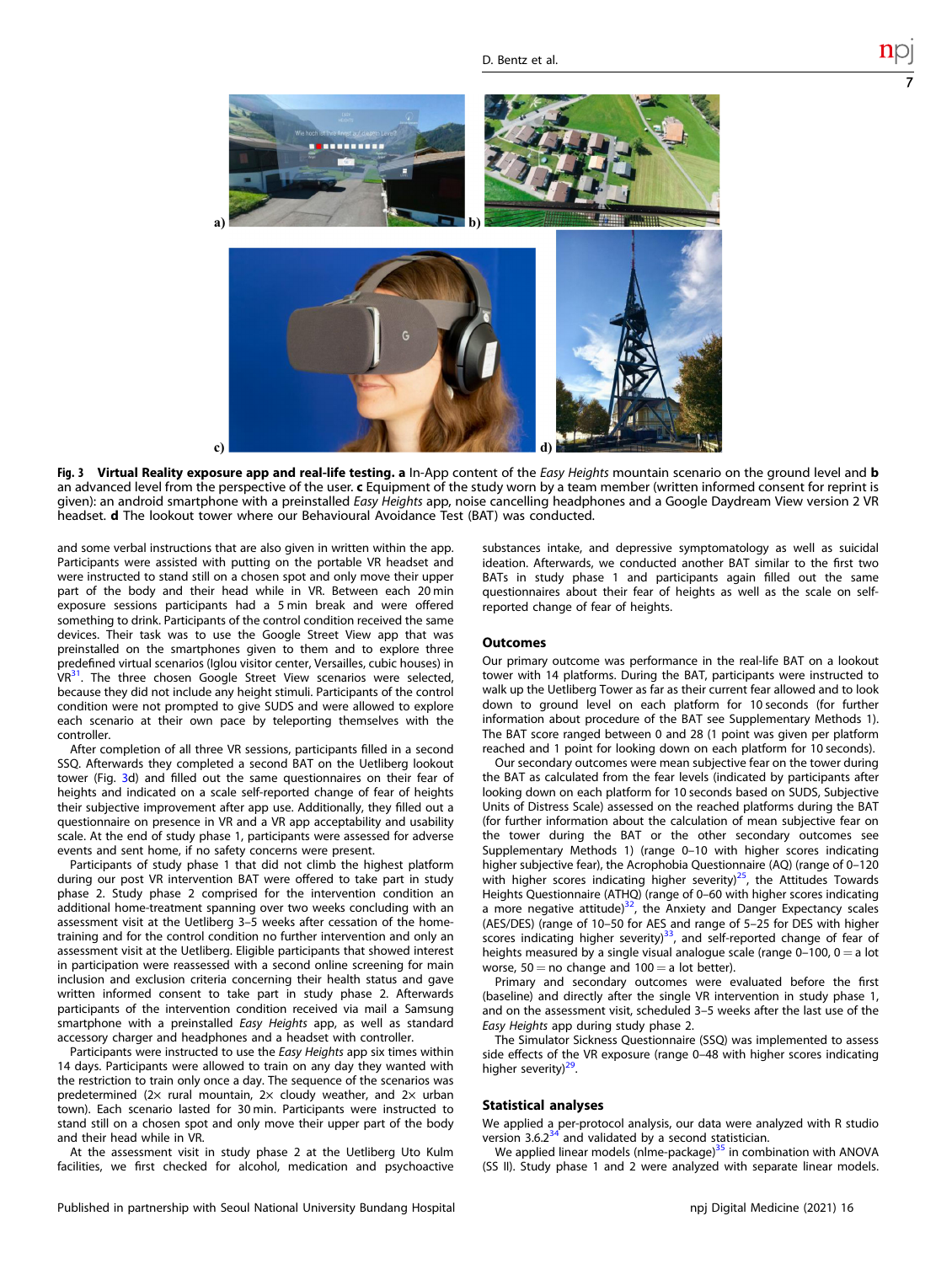**Fig. 3 Virtual Reality exposure app and real-life testing.** **a** In-App content of the *Easy Heights* mountain scenario on the ground level and **b** an advanced level from the perspective of the user. **c** Equipment of the study worn by a team member (written informed consent for reprint is given): an android smartphone with a preinstalled *Easy Heights* app, noise cancelling headphones and a Google Daydream View version 2 VR headset. **d** The lookout tower where our Behavioural Avoidance Test (BAT) was conducted.

and some verbal instructions that are also given in written within the app. Participants were assisted with putting on the portable VR headset and were instructed to stand still on a chosen spot and only move their upper part of the body and their head while in VR. Between each 20 min exposure sessions participants had a 5 min break and were offered something to drink. Participants of the control condition received the same devices. Their task was to use the Google Street View app that was preinstalled on the smartphones given to them and to explore three predefined virtual scenarios (Iglou visitor center, Versailles, cubic houses) in VR[31]. The three chosen Google Street View scenarios were selected, because they did not include any height stimuli. Participants of the control condition were not prompted to give SUDS and were allowed to explore each scenario at their own pace by teleporting themselves with the controller.

After completion of all three VR sessions, participants filled in a second SSQ. Afterwards they completed a second BAT on the Uetliberg lookout tower (Fig. 3d) and filled out the same questionnaires on their fear of heights and indicated on a scale self-reported change of fear of heights their subjective improvement after app use. Additionally, they filled out a questionnaire on presence in VR and a VR app acceptability and usability scale. At the end of study phase 1, participants were assessed for adverse events and sent home, if no safety concerns were present.

Participants of study phase 1 that did not climb the highest platform during our post VR intervention BAT were offered to take part in study phase 2. Study phase 2 comprised for the intervention condition an additional home-treatment spanning over two weeks concluding with an assessment visit at the Uetliberg 3–5 weeks after cessation of the home-training and for the control condition no further intervention and only an assessment visit at the Uetliberg. Eligible participants that showed interest in participation were reassessed with a second online screening for main inclusion and exclusion criteria concerning their health status and gave written informed consent to take part in study phase 2. Afterwards participants of the intervention condition received via mail a Samsung smartphone with a preinstalled *Easy Heights* app, as well as standard accessory charger and headphones and a headset with controller.

Participants were instructed to use the *Easy Heights* app six times within 14 days. Participants were allowed to train on any day they wanted with the restriction to train only once a day. The sequence of the scenarios was predetermined (2× rural mountain, 2× cloudy weather, and 2× urban town). Each scenario lasted for 30 min. Participants were instructed to stand still on a chosen spot and only move their upper part of the body and their head while in VR.

At the assessment visit in study phase 2 at the Uetliberg Uto Kulm facilities, we first checked for alcohol, medication and psychoactive substances intake, and depressive symptomatology as well as suicidal ideation. Afterwards, we conducted another BAT similar to the first two BATs in study phase 1 and participants again filled out the same questionnaires about their fear of heights as well as the scale on self-reported change of fear of heights.

## Outcomes

Our primary outcome was performance in the real-life BAT on a lookout tower with 14 platforms. During the BAT, participants were instructed to walk up the Uetliberg Tower as far as their current fear allowed and to look down to ground level on each platform for 10 seconds (for further information about procedure of the BAT see Supplementary Methods 1). The BAT score ranged between 0 and 28 (1 point was given per platform reached and 1 point for looking down on each platform for 10 seconds).

Our secondary outcomes were mean subjective fear on the tower during the BAT as calculated from the fear levels (indicated by participants after looking down on each platform for 10 seconds based on SUDS, Subjective Units of Distress Scale) assessed on the reached platforms during the BAT (for further information about the calculation of mean subjective fear on the tower during the BAT or the other secondary outcomes see Supplementary Methods 1) (range 0–10 with higher scores indicating higher subjective fear), the Acrophobia Questionnaire (AQ) (range of 0–120 with higher scores indicating higher severity)[25], the Attitudes Towards Heights Questionnaire (ATHQ) (range of 0–60 with higher scores indicating a more negative attitude)[32], the Anxiety and Danger Expectancy scales (AES/DES) (range of 10–50 for AES and range of 5–25 for DES with higher scores indicating higher severity)[33], and self-reported change of fear of heights measured by a single visual analogue scale (range 0–100, 0 = a lot worse, 50 = no change and 100 = a lot better).

Primary and secondary outcomes were evaluated before the first (baseline) and directly after the single VR intervention in study phase 1, and on the assessment visit, scheduled 3–5 weeks after the last use of the *Easy Heights* app during study phase 2.

The Simulator Sickness Questionnaire (SSQ) was implemented to assess side effects of the VR exposure (range 0–48 with higher scores indicating higher severity)[29].

## Statistical analyses

We applied a per-protocol analysis, our data were analyzed with R studio version 3.6.2[34] and validated by a second statistician.

We applied linear models (nlme-package)[35] in combination with ANOVA (SS II). Study phase 1 and 2 were analyzed with separate linear models.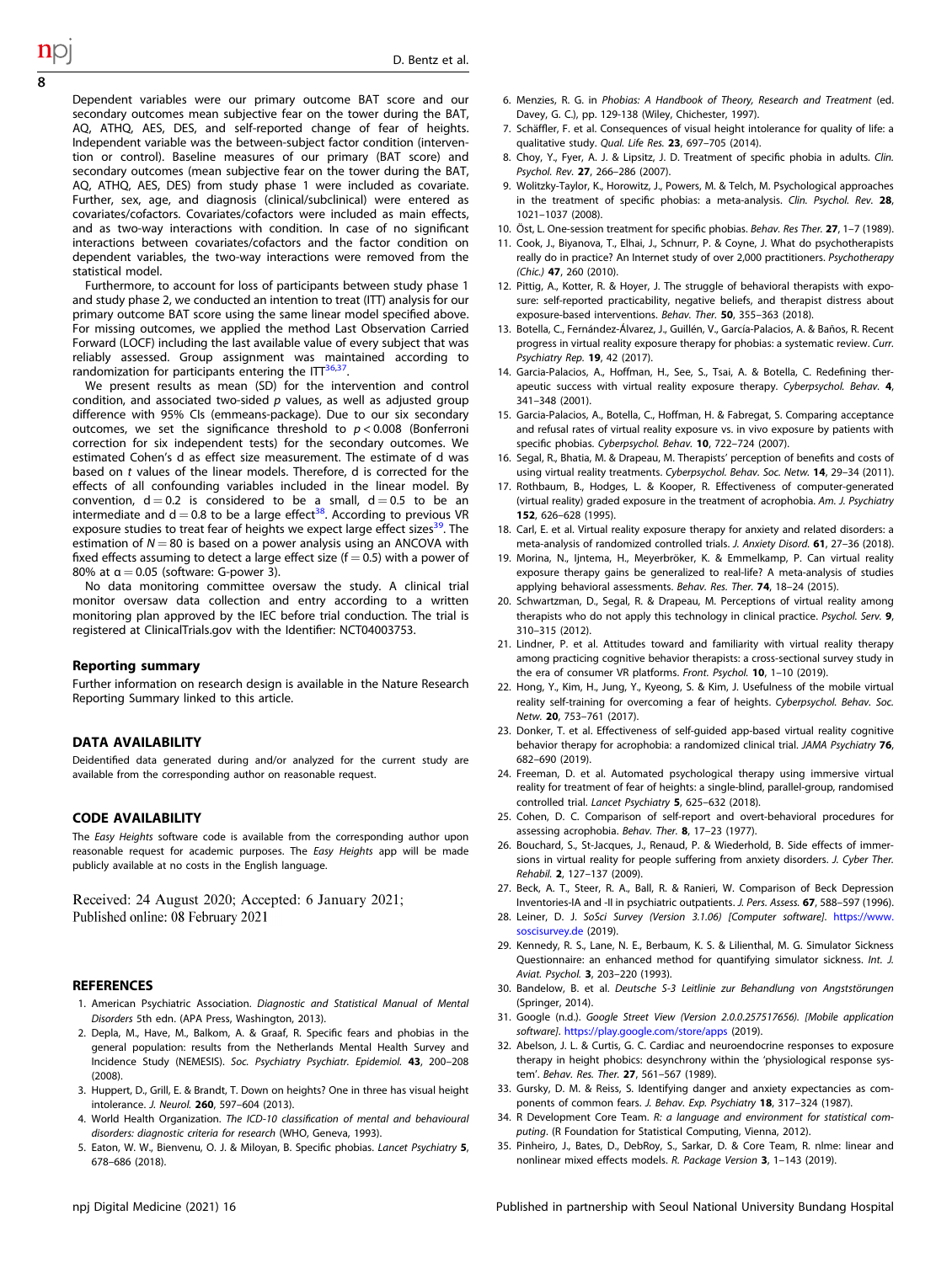Dependent variables were our primary outcome BAT score and our secondary outcomes mean subjective fear on the tower during the BAT, AQ, ATHQ, AES, DES, and self-reported change of fear of heights. Independent variable was the between-subject factor condition (intervention or control). Baseline measures of our primary (BAT score) and secondary outcomes (mean subjective fear on the tower during the BAT, AQ, ATHQ, AES, DES) from study phase 1 were included as covariate. Further, sex, age, and diagnosis (clinical/subclinical) were entered as covariates/cofactors. Covariates/cofactors were included as main effects, and as two-way interactions with condition. In case of no significant interactions between covariates/cofactors and the factor condition on dependent variables, the two-way interactions were removed from the statistical model.

Furthermore, to account for loss of participants between study phase 1 and study phase 2, we conducted an intention to treat (ITT) analysis for our primary outcome BAT score using the same linear model specified above. For missing outcomes, we applied the method Last Observation Carried Forward (LOCF) including the last available value of every subject that was reliably assessed. Group assignment was maintained according to randomization for participants entering the ITT[36,37].

We present results as mean (SD) for the intervention and control condition, and associated two-sided $p$ values, as well as adjusted group difference with 95% CIs (emmeans-package). Due to our six secondary outcomes, we set the significance threshold to $p < 0.008$ (Bonferroni correction for six independent tests) for the secondary outcomes. We estimated Cohen's d as effect size measurement. The estimate of d was based on $t$ values of the linear models. Therefore, d is corrected for the effects of all confounding variables included in the linear model. By convention, $d = 0.2$ is considered to be a small, $d = 0.5$ to be an intermediate and $d = 0.8$ to be a large effect[38]. According to previous VR exposure studies to treat fear of heights we expect large effect sizes[39]. The estimation of $N = 80$ is based on a power analysis using an ANCOVA with fixed effects assuming to detect a large effect size ($f = 0.5$) with a power of 80% at $\alpha = 0.05$ (software: G-power 3).

No data monitoring committee oversaw the study. A clinical trial monitor oversaw data collection and entry according to a written monitoring plan approved by the IEC before trial conduction. The trial is registered at ClinicalTrials.gov with the Identifier: NCT04003753.

### Reporting summary

Further information on research design is available in the Nature Research Reporting Summary linked to this article.

## DATA AVAILABILITY

Deidentified data generated during and/or analyzed for the current study are available from the corresponding author on reasonable request.

## CODE AVAILABILITY

The *Easy Heights* software code is available from the corresponding author upon reasonable request for academic purposes. The *Easy Heights* app will be made publicly available at no costs in the English language.

Received: 24 August 2020; Accepted: 6 January 2021;
Published online: 08 February 2021

## REFERENCES

1. American Psychiatric Association. *Diagnostic and Statistical Manual of Mental Disorders* 5th edn. (APA Press, Washington, 2013).
2. Depla, M., Have, M., Balkom, A. & Graaf, R. Specific fears and phobias in the general population: results from the Netherlands Mental Health Survey and Incidence Study (NEMESIS). *Soc. Psychiatry Psychiatr. Epidemiol.* **43**, 200–208 (2008).
3. Huppert, D., Grill, E. & Brandt, T. Down on heights? One in three has visual height intolerance. *J. Neurol.* **260**, 597–604 (2013).
4. World Health Organization. *The ICD-10 classification of mental and behavioural disorders: diagnostic criteria for research* (WHO, Geneva, 1993).
5. Eaton, W. W., Bienvenu, O. J. & Miloyan, B. Specific phobias. *Lancet Psychiatry* **5**, 678–686 (2018).
6. Menzies, R. G. in *Phobias: A Handbook of Theory, Research and Treatment* (ed. Davey, G. C.), pp. 129-138 (Wiley, Chichester, 1997).
7. Schäffler, F. et al. Consequences of visual height intolerance for quality of life: a qualitative study. *Qual. Life Res.* **23**, 697–705 (2014).
8. Choy, Y., Fyer, A. J. & Lipsitz, J. D. Treatment of specific phobia in adults. *Clin. Psychol. Rev.* **27**, 266–286 (2007).
9. Wolitzky-Taylor, K., Horowitz, J., Powers, M. & Telch, M. Psychological approaches in the treatment of specific phobias: a meta-analysis. *Clin. Psychol. Rev.* **28**, 1021–1037 (2008).
10. Öst, L. One-session treatment for specific phobias. *Behav. Res Ther.* **27**, 1–7 (1989).
11. Cook, J., Biyanova, T., Elhai, J., Schnurr, P. & Coyne, J. What do psychotherapists really do in practice? An Internet study of over 2,000 practitioners. *Psychotherapy (Chic.)* **47**, 260 (2010).
12. Pittig, A., Kotter, R. & Hoyer, J. The struggle of behavioral therapists with exposure: self-reported practicability, negative beliefs, and therapist distress about exposure-based interventions. *Behav. Ther.* **50**, 355–363 (2018).
13. Botella, C., Fernández-Álvarez, J., Guillén, V., García-Palacios, A. & Baños, R. Recent progress in virtual reality exposure therapy for phobias: a systematic review. *Curr. Psychiatry Rep.* **19**, 42 (2017).
14. Garcia-Palacios, A., Hoffman, H., See, S., Tsai, A. & Botella, C. Redefining therapeutic success with virtual reality exposure therapy. *Cyberpsychol. Behav.* **4**, 341–348 (2001).
15. Garcia-Palacios, A., Botella, C., Hoffman, H. & Fabregat, S. Comparing acceptance and refusal rates of virtual reality exposure vs. in vivo exposure by patients with specific phobias. *Cyberpsychol. Behav.* **10**, 722–724 (2007).
16. Segal, R., Bhatia, M. & Drapeau, M. Therapists' perception of benefits and costs of using virtual reality treatments. *Cyberpsychol. Behav. Soc. Netw.* **14**, 29–34 (2011).
17. Rothbaum, B., Hodges, L. & Kooper, R. Effectiveness of computer-generated (virtual reality) graded exposure in the treatment of acrophobia. *Am. J. Psychiatry* **152**, 626–628 (1995).
18. Carl, E. et al. Virtual reality exposure therapy for anxiety and related disorders: a meta-analysis of randomized controlled trials. *J. Anxiety Disord.* **61**, 27–36 (2018).
19. Morina, N., Ijntema, H., Meyerbröker, K. & Emmelkamp, P. Can virtual reality exposure therapy gains be generalized to real-life? A meta-analysis of studies applying behavioral assessments. *Behav. Res. Ther.* **74**, 18–24 (2015).
20. Schwartzman, D., Segal, R. & Drapeau, M. Perceptions of virtual reality among therapists who do not apply this technology in clinical practice. *Psychol. Serv.* **9**, 310–315 (2012).
21. Lindner, P. et al. Attitudes toward and familiarity with virtual reality therapy among practicing cognitive behavior therapists: a cross-sectional survey study in the era of consumer VR platforms. *Front. Psychol.* **10**, 1–10 (2019).
22. Hong, Y., Kim, H., Jung, Y., Kyeong, S. & Kim, J. Usefulness of the mobile virtual reality self-training for overcoming a fear of heights. *Cyberpsychol. Behav. Soc. Netw.* **20**, 753–761 (2017).
23. Donker, T. et al. Effectiveness of self-guided app-based virtual reality cognitive behavior therapy for acrophobia: a randomized clinical trial. *JAMA Psychiatry* **76**, 682–690 (2019).
24. Freeman, D. et al. Automated psychological therapy using immersive virtual reality for treatment of fear of heights: a single-blind, parallel-group, randomised controlled trial. *Lancet Psychiatry* **5**, 625–632 (2018).
25. Cohen, D. C. Comparison of self-report and overt-behavioral procedures for assessing acrophobia. *Behav. Ther.* **8**, 17–23 (1977).
26. Bouchard, S., St-Jacques, J., Renaud, P. & Wiederhold, B. Side effects of immersions in virtual reality for people suffering from anxiety disorders. *J. Cyber Ther. Rehabil.* **2**, 127–137 (2009).
27. Beck, A. T., Steer, R. A., Ball, R. & Ranieri, W. Comparison of Beck Depression Inventories-IA and -II in psychiatric outpatients. *J. Pers. Assess.* **67**, 588–597 (1996).
28. Leiner, D. J. *SoSci Survey (Version 3.1.06) [Computer software]*. https://www.soscisurvey.de (2019).
29. Kennedy, R. S., Lane, N. E., Berbaum, K. S. & Lilienthal, M. G. Simulator Sickness Questionnaire: an enhanced method for quantifying simulator sickness. *Int. J. Aviat. Psychol.* **3**, 203–220 (1993).
30. Bandelow, B. et al. *Deutsche S-3 Leitlinie zur Behandlung von Angststörungen* (Springer, 2014).
31. Google (n.d.). *Google Street View (Version 2.0.0.257517656). [Mobile application software]*. https://play.google.com/store/apps (2019).
32. Abelson, J. L. & Curtis, G. C. Cardiac and neuroendocrine responses to exposure therapy in height phobics: desynchrony within the 'physiological response system'. *Behav. Res. Ther.* **27**, 561–567 (1989).
33. Gursky, D. M. & Reiss, S. Identifying danger and anxiety expectancies as components of common fears. *J. Behav. Exp. Psychiatry* **18**, 317–324 (1987).
34. R Development Core Team. *R: a language and environment for statistical computing*. (R Foundation for Statistical Computing, Vienna, 2012).
35. Pinheiro, J., Bates, D., DebRoy, S., Sarkar, D. & Core Team, R. nlme: linear and nonlinear mixed effects models. *R. Package Version* **3**, 1–143 (2019).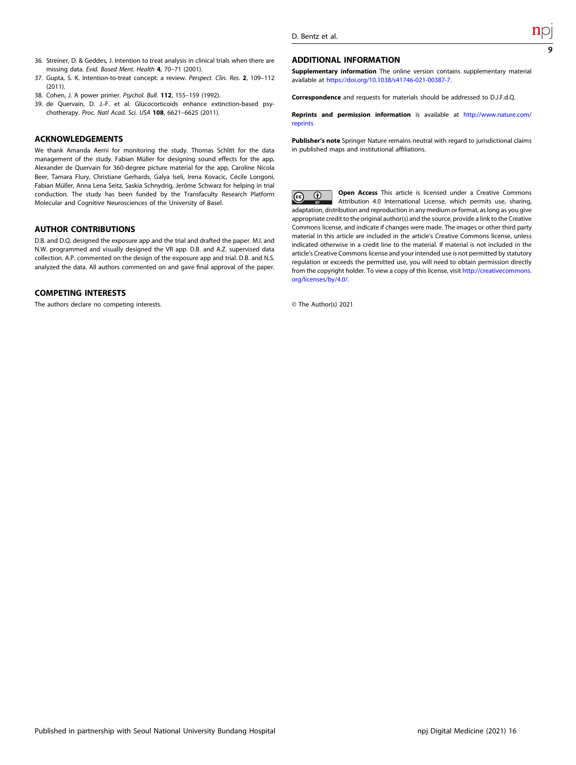36. Streiner, D. & Geddes, J. Intention to treat analysis in clinical trials when there are missing data. *Evid. Based Ment. Health* **4**, 70–71 (2001).
37. Gupta, S. K. Intention-to-treat concept: a review. *Perspect. Clin. Res.* **2**, 109–112 (2011).
38. Cohen, J. A power primer. *Psychol. Bull.* **112**, 155–159 (1992).
39. de Quervain, D. J.-F. et al. Glucocorticoids enhance extinction-based psychotherapy. *Proc. Natl Acad. Sci. USA* **108**, 6621–6625 (2011).

## ACKNOWLEDGEMENTS

We thank Amanda Aerni for monitoring the study. Thomas Schlitt for the data management of the study. Fabian Müller for designing sound effects for the app, Alexander de Quervain for 360-degree picture material for the app, Caroline Nicola Beer, Tamara Flury, Christiane Gerhards, Galya Iseli, Irena Kovacic, Cécile Longoni, Fabian Müller, Anna Lena Seitz, Saskia Schnydrig, Jerôme Schwarz for helping in trial conduction. The study has been funded by the Transfaculty Research Platform Molecular and Cognitive Neurosciences of the University of Basel.

## AUTHOR CONTRIBUTIONS

D.B. and D.Q. designed the exposure app and the trial and drafted the paper. M.I. and N.W. programmed and visually designed the VR app. D.B. and A.Z. supervised data collection. A.P. commented on the design of the exposure app and trial. D.B. and N.S. analyzed the data. All authors commented on and gave final approval of the paper.

## COMPETING INTERESTS

The authors declare no competing interests.

## ADDITIONAL INFORMATION

**Supplementary information** The online version contains supplementary material available at https://doi.org/10.1038/s41746-021-00387-7.

**Correspondence** and requests for materials should be addressed to D.J.F.d.Q.

**Reprints and permission information** is available at http://www.nature.com/reprints

**Publisher's note** Springer Nature remains neutral with regard to jurisdictional claims in published maps and institutional affiliations.

**Open Access** This article is licensed under a Creative Commons Attribution 4.0 International License, which permits use, sharing, adaptation, distribution and reproduction in any medium or format, as long as you give appropriate credit to the original author(s) and the source, provide a link to the Creative Commons license, and indicate if changes were made. The images or other third party material in this article are included in the article's Creative Commons license, unless indicated otherwise in a credit line to the material. If material is not included in the article's Creative Commons license and your intended use is not permitted by statutory regulation or exceeds the permitted use, you will need to obtain permission directly from the copyright holder. To view a copy of this license, visit http://creativecommons.org/licenses/by/4.0/.

© The Author(s) 2021